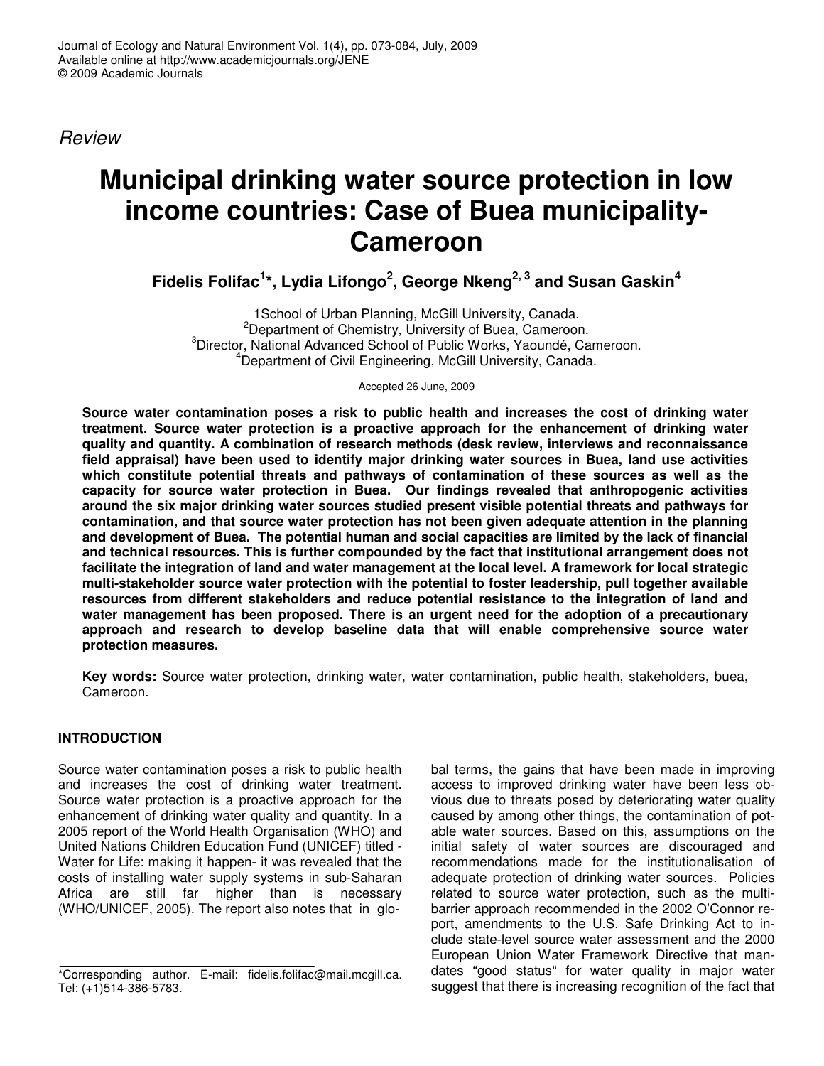*Review*

# Municipal drinking water source protection in low income countries: Case of Buea municipality-Cameroon

**Fidelis Folifac[1]*, Lydia Lifongo[2], George Nkeng[2, 3] and Susan Gaskin[4]**

[1]School of Urban Planning, McGill University, Canada.
[2]Department of Chemistry, University of Buea, Cameroon.
[3]Director, National Advanced School of Public Works, Yaoundé, Cameroon.
[4]Department of Civil Engineering, McGill University, Canada.

Accepted 26 June, 2009

**Source water contamination poses a risk to public health and increases the cost of drinking water treatment. Source water protection is a proactive approach for the enhancement of drinking water quality and quantity. A combination of research methods (desk review, interviews and reconnaissance field appraisal) have been used to identify major drinking water sources in Buea, land use activities which constitute potential threats and pathways of contamination of these sources as well as the capacity for source water protection in Buea. Our findings revealed that anthropogenic activities around the six major drinking water sources studied present visible potential threats and pathways for contamination, and that source water protection has not been given adequate attention in the planning and development of Buea. The potential human and social capacities are limited by the lack of financial and technical resources. This is further compounded by the fact that institutional arrangement does not facilitate the integration of land and water management at the local level. A framework for local strategic multi-stakeholder source water protection with the potential to foster leadership, pull together available resources from different stakeholders and reduce potential resistance to the integration of land and water management has been proposed. There is an urgent need for the adoption of a precautionary approach and research to develop baseline data that will enable comprehensive source water protection measures.**

**Key words:** Source water protection, drinking water, water contamination, public health, stakeholders, buea, Cameroon.

## INTRODUCTION

Source water contamination poses a risk to public health and increases the cost of drinking water treatment. Source water protection is a proactive approach for the enhancement of drinking water quality and quantity. In a 2005 report of the World Health Organisation (WHO) and United Nations Children Education Fund (UNICEF) titled - Water for Life: making it happen- it was revealed that the costs of installing water supply systems in sub-Saharan Africa are still far higher than is necessary (WHO/UNICEF, 2005). The report also notes that in global terms, the gains that have been made in improving access to improved drinking water have been less obvious due to threats posed by deteriorating water quality caused by among other things, the contamination of potable water sources. Based on this, assumptions on the initial safety of water sources are discouraged and recommendations made for the institutionalisation of adequate protection of drinking water sources. Policies related to source water protection, such as the multi-barrier approach recommended in the 2002 O'Connor report, amendments to the U.S. Safe Drinking Act to include state-level source water assessment and the 2000 European Union Water Framework Directive that mandates "good status" for water quality in major water suggest that there is increasing recognition of the fact that

*Corresponding author. E-mail: fidelis.folifac@mail.mcgill.ca. Tel: (+1)514-386-5783.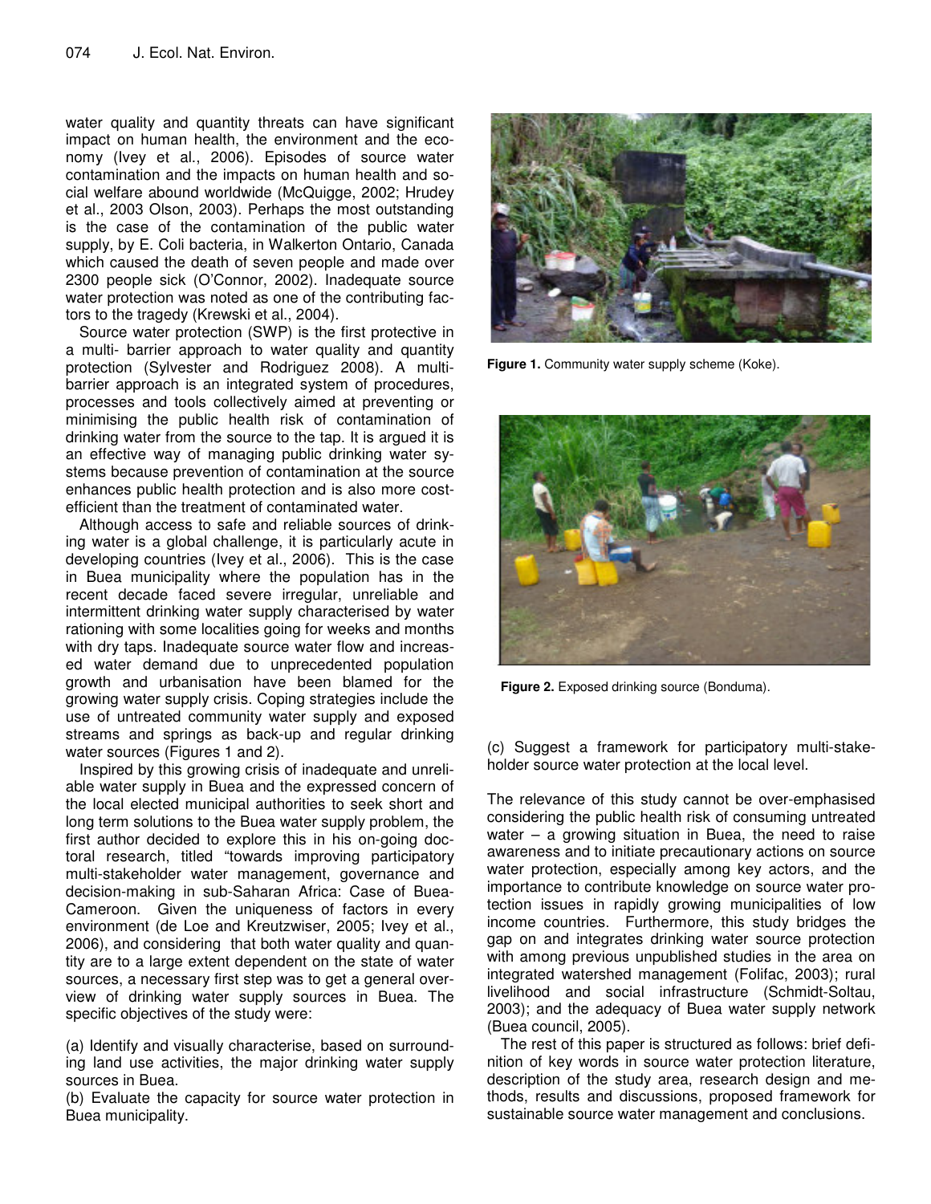water quality and quantity threats can have significant impact on human health, the environment and the economy (Ivey et al., 2006). Episodes of source water contamination and the impacts on human health and social welfare abound worldwide (McQuigge, 2002; Hrudey et al., 2003 Olson, 2003). Perhaps the most outstanding is the case of the contamination of the public water supply, by E. Coli bacteria, in Walkerton Ontario, Canada which caused the death of seven people and made over 2300 people sick (O'Connor, 2002). Inadequate source water protection was noted as one of the contributing factors to the tragedy (Krewski et al., 2004).

Source water protection (SWP) is the first protective in a multi- barrier approach to water quality and quantity protection (Sylvester and Rodriguez 2008). A multi-barrier approach is an integrated system of procedures, processes and tools collectively aimed at preventing or minimising the public health risk of contamination of drinking water from the source to the tap. It is argued it is an effective way of managing public drinking water systems because prevention of contamination at the source enhances public health protection and is also more cost-efficient than the treatment of contaminated water.

Although access to safe and reliable sources of drinking water is a global challenge, it is particularly acute in developing countries (Ivey et al., 2006). This is the case in Buea municipality where the population has in the recent decade faced severe irregular, unreliable and intermittent drinking water supply characterised by water rationing with some localities going for weeks and months with dry taps. Inadequate source water flow and increased water demand due to unprecedented population growth and urbanisation have been blamed for the growing water supply crisis. Coping strategies include the use of untreated community water supply and exposed streams and springs as back-up and regular drinking water sources (Figures 1 and 2).

Inspired by this growing crisis of inadequate and unreliable water supply in Buea and the expressed concern of the local elected municipal authorities to seek short and long term solutions to the Buea water supply problem, the first author decided to explore this in his on-going doctoral research, titled "towards improving participatory multi-stakeholder water management, governance and decision-making in sub-Saharan Africa: Case of Buea-Cameroon. Given the uniqueness of factors in every environment (de Loe and Kreutzwiser, 2005; Ivey et al., 2006), and considering that both water quality and quantity are to a large extent dependent on the state of water sources, a necessary first step was to get a general overview of drinking water supply sources in Buea. The specific objectives of the study were:

(a) Identify and visually characterise, based on surrounding land use activities, the major drinking water supply sources in Buea.
(b) Evaluate the capacity for source water protection in Buea municipality.
(c) Suggest a framework for participatory multi-stakeholder source water protection at the local level.

**Figure 1.** Community water supply scheme (Koke).

**Figure 2.** Exposed drinking source (Bonduma).

The relevance of this study cannot be over-emphasised considering the public health risk of consuming untreated water – a growing situation in Buea, the need to raise awareness and to initiate precautionary actions on source water protection, especially among key actors, and the importance to contribute knowledge on source water protection issues in rapidly growing municipalities of low income countries. Furthermore, this study bridges the gap on and integrates drinking water source protection with among previous unpublished studies in the area on integrated watershed management (Folifac, 2003); rural livelihood and social infrastructure (Schmidt-Soltau, 2003); and the adequacy of Buea water supply network (Buea council, 2005).

The rest of this paper is structured as follows: brief definition of key words in source water protection literature, description of the study area, research design and methods, results and discussions, proposed framework for sustainable source water management and conclusions.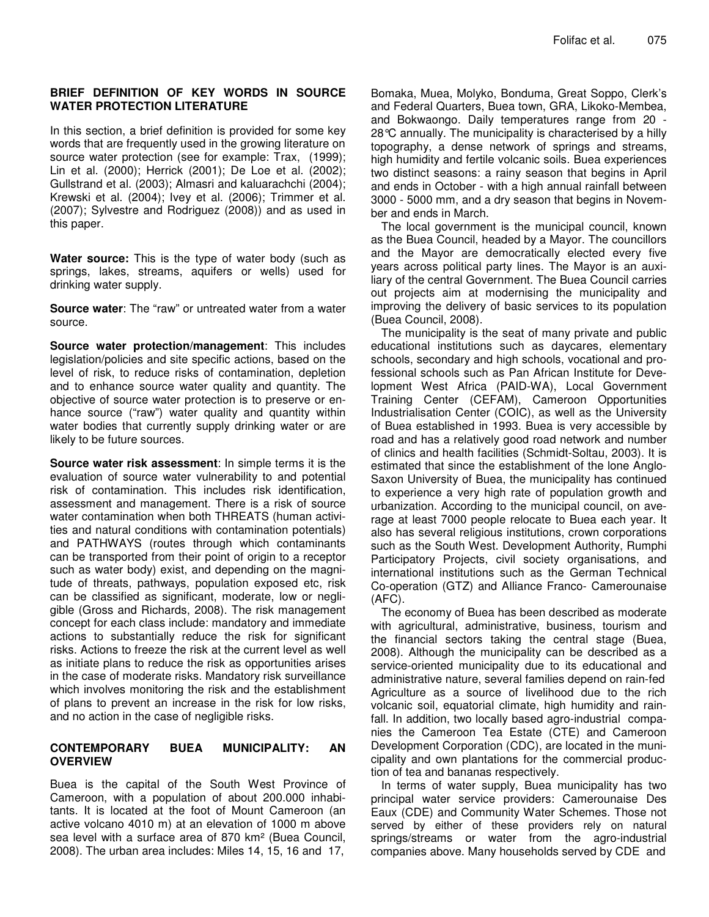## BRIEF DEFINITION OF KEY WORDS IN SOURCE WATER PROTECTION LITERATURE

In this section, a brief definition is provided for some key words that are frequently used in the growing literature on source water protection (see for example: Trax, (1999); Lin et al. (2000); Herrick (2001); De Loe et al. (2002); Gullstrand et al. (2003); Almasri and kaluarachchi (2004); Krewski et al. (2004); Ivey et al. (2006); Trimmer et al. (2007); Sylvestre and Rodriguez (2008)) and as used in this paper.

**Water source:** This is the type of water body (such as springs, lakes, streams, aquifers or wells) used for drinking water supply.

**Source water**: The "raw" or untreated water from a water source.

**Source water protection/management**: This includes legislation/policies and site specific actions, based on the level of risk, to reduce risks of contamination, depletion and to enhance source water quality and quantity. The objective of source water protection is to preserve or enhance source ("raw") water quality and quantity within water bodies that currently supply drinking water or are likely to be future sources.

**Source water risk assessment**: In simple terms it is the evaluation of source water vulnerability to and potential risk of contamination. This includes risk identification, assessment and management. There is a risk of source water contamination when both THREATS (human activities and natural conditions with contamination potentials) and PATHWAYS (routes through which contaminants can be transported from their point of origin to a receptor such as water body) exist, and depending on the magnitude of threats, pathways, population exposed etc, risk can be classified as significant, moderate, low or negligible (Gross and Richards, 2008). The risk management concept for each class include: mandatory and immediate actions to substantially reduce the risk for significant risks. Actions to freeze the risk at the current level as well as initiate plans to reduce the risk as opportunities arises in the case of moderate risks. Mandatory risk surveillance which involves monitoring the risk and the establishment of plans to prevent an increase in the risk for low risks, and no action in the case of negligible risks.

## CONTEMPORARY BUEA MUNICIPALITY: AN OVERVIEW

Buea is the capital of the South West Province of Cameroon, with a population of about 200.000 inhabitants. It is located at the foot of Mount Cameroon (an active volcano 4010 m) at an elevation of 1000 m above sea level with a surface area of 870 km² (Buea Council, 2008). The urban area includes: Miles 14, 15, 16 and 17, Bomaka, Muea, Molyko, Bonduma, Great Soppo, Clerk's and Federal Quarters, Buea town, GRA, Likoko-Membea, and Bokwaongo. Daily temperatures range from 20 - 28°C annually. The municipality is characterised by a hilly topography, a dense network of springs and streams, high humidity and fertile volcanic soils. Buea experiences two distinct seasons: a rainy season that begins in April and ends in October - with a high annual rainfall between 3000 - 5000 mm, and a dry season that begins in November and ends in March.

The local government is the municipal council, known as the Buea Council, headed by a Mayor. The councillors and the Mayor are democratically elected every five years across political party lines. The Mayor is an auxiliary of the central Government. The Buea Council carries out projects aim at modernising the municipality and improving the delivery of basic services to its population (Buea Council, 2008).

The municipality is the seat of many private and public educational institutions such as daycares, elementary schools, secondary and high schools, vocational and professional schools such as Pan African Institute for Development West Africa (PAID-WA), Local Government Training Center (CEFAM), Cameroon Opportunities Industrialisation Center (COIC), as well as the University of Buea established in 1993. Buea is very accessible by road and has a relatively good road network and number of clinics and health facilities (Schmidt-Soltau, 2003). It is estimated that since the establishment of the lone Anglo-Saxon University of Buea, the municipality has continued to experience a very high rate of population growth and urbanization. According to the municipal council, on average at least 7000 people relocate to Buea each year. It also has several religious institutions, crown corporations such as the South West. Development Authority, Rumphi Participatory Projects, civil society organisations, and international institutions such as the German Technical Co-operation (GTZ) and Alliance Franco- Camerounaise (AFC).

The economy of Buea has been described as moderate with agricultural, administrative, business, tourism and the financial sectors taking the central stage (Buea, 2008). Although the municipality can be described as a service-oriented municipality due to its educational and administrative nature, several families depend on rain-fed Agriculture as a source of livelihood due to the rich volcanic soil, equatorial climate, high humidity and rainfall. In addition, two locally based agro-industrial companies the Cameroon Tea Estate (CTE) and Cameroon Development Corporation (CDC), are located in the municipality and own plantations for the commercial production of tea and bananas respectively.

In terms of water supply, Buea municipality has two principal water service providers: Camerounaise Des Eaux (CDE) and Community Water Schemes. Those not served by either of these providers rely on natural springs/streams or water from the agro-industrial companies above. Many households served by CDE and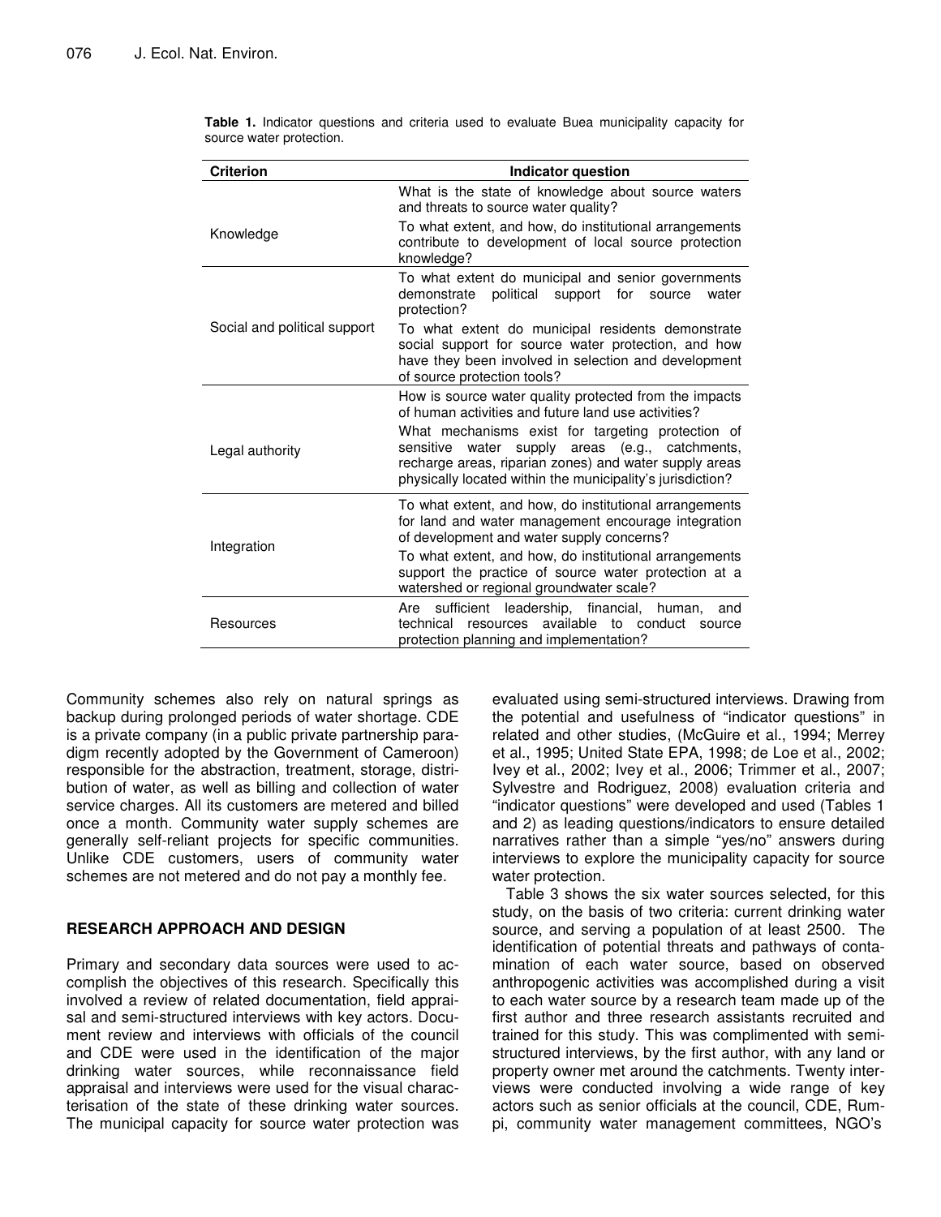**Table 1.** Indicator questions and criteria used to evaluate Buea municipality capacity for source water protection.

| Criterion | Indicator question |
|---|---|
| Knowledge | What is the state of knowledge about source waters and threats to source water quality? |
| | To what extent, and how, do institutional arrangements contribute to development of local source protection knowledge? |
| Social and political support | To what extent do municipal and senior governments demonstrate political support for source water protection? |
| | To what extent do municipal residents demonstrate social support for source water protection, and how have they been involved in selection and development of source protection tools? |
| Legal authority | How is source water quality protected from the impacts of human activities and future land use activities? |
| | What mechanisms exist for targeting protection of sensitive water supply areas (e.g., catchments, recharge areas, riparian zones) and water supply areas physically located within the municipality's jurisdiction? |
| Integration | To what extent, and how, do institutional arrangements for land and water management encourage integration of development and water supply concerns? |
| | To what extent, and how, do institutional arrangements support the practice of source water protection at a watershed or regional groundwater scale? |
| Resources | Are sufficient leadership, financial, human, and technical resources available to conduct source protection planning and implementation? |

Community schemes also rely on natural springs as backup during prolonged periods of water shortage. CDE is a private company (in a public private partnership paradigm recently adopted by the Government of Cameroon) responsible for the abstraction, treatment, storage, distribution of water, as well as billing and collection of water service charges. All its customers are metered and billed once a month. Community water supply schemes are generally self-reliant projects for specific communities. Unlike CDE customers, users of community water schemes are not metered and do not pay a monthly fee.

## RESEARCH APPROACH AND DESIGN

Primary and secondary data sources were used to accomplish the objectives of this research. Specifically this involved a review of related documentation, field appraisal and semi-structured interviews with key actors. Document review and interviews with officials of the council and CDE were used in the identification of the major drinking water sources, while reconnaissance field appraisal and interviews were used for the visual characterisation of the state of these drinking water sources. The municipal capacity for source water protection was evaluated using semi-structured interviews. Drawing from the potential and usefulness of "indicator questions" in related and other studies, (McGuire et al., 1994; Merrey et al., 1995; United State EPA, 1998; de Loe et al., 2002; Ivey et al., 2002; Ivey et al., 2006; Trimmer et al., 2007; Sylvestre and Rodriguez, 2008) evaluation criteria and "indicator questions" were developed and used (Tables 1 and 2) as leading questions/indicators to ensure detailed narratives rather than a simple "yes/no" answers during interviews to explore the municipality capacity for source water protection.

Table 3 shows the six water sources selected, for this study, on the basis of two criteria: current drinking water source, and serving a population of at least 2500. The identification of potential threats and pathways of contamination of each water source, based on observed anthropogenic activities was accomplished during a visit to each water source by a research team made up of the first author and three research assistants recruited and trained for this study. This was complimented with semi-structured interviews, by the first author, with any land or property owner met around the catchments. Twenty interviews were conducted involving a wide range of key actors such as senior officials at the council, CDE, Rumpi, community water management committees, NGO's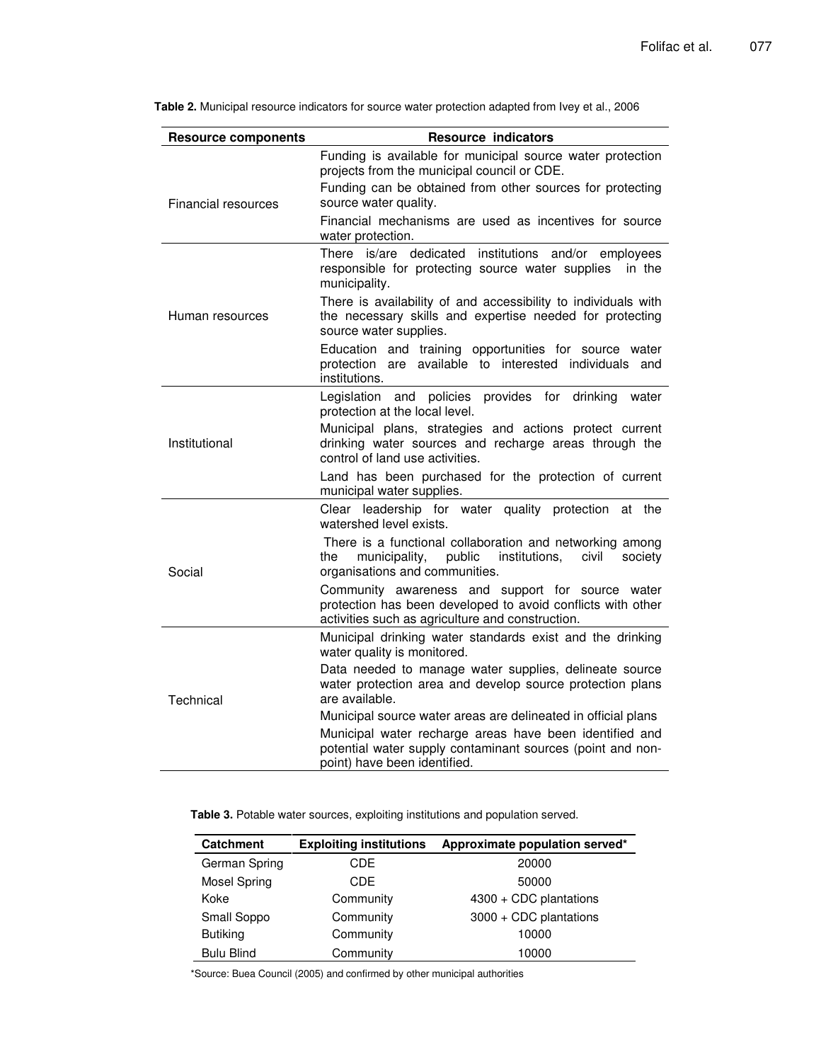**Table 2.** Municipal resource indicators for source water protection adapted from Ivey et al., 2006

| Resource components | Resource indicators |
|---|---|
| Financial resources | Funding is available for municipal source water protection projects from the municipal council or CDE. |
| | Funding can be obtained from other sources for protecting source water quality. |
| | Financial mechanisms are used as incentives for source water protection. |
| Human resources | There is/are dedicated institutions and/or employees responsible for protecting source water supplies in the municipality. |
| | There is availability of and accessibility to individuals with the necessary skills and expertise needed for protecting source water supplies. |
| | Education and training opportunities for source water protection are available to interested individuals and institutions. |
| Institutional | Legislation and policies provides for drinking water protection at the local level. |
| | Municipal plans, strategies and actions protect current drinking water sources and recharge areas through the control of land use activities. |
| | Land has been purchased for the protection of current municipal water supplies. |
| Social | Clear leadership for water quality protection at the watershed level exists. |
| | There is a functional collaboration and networking among the municipality, public institutions, civil society organisations and communities. |
| | Community awareness and support for source water protection has been developed to avoid conflicts with other activities such as agriculture and construction. |
| Technical | Municipal drinking water standards exist and the drinking water quality is monitored. |
| | Data needed to manage water supplies, delineate source water protection area and develop source protection plans are available. |
| | Municipal source water areas are delineated in official plans |
| | Municipal water recharge areas have been identified and potential water supply contaminant sources (point and non-point) have been identified. |

**Table 3.** Potable water sources, exploiting institutions and population served.

| Catchment | Exploiting institutions | Approximate population served* |
|---|---|---|
| German Spring | CDE | 20000 |
| Mosel Spring | CDE | 50000 |
| Koke | Community | 4300 + CDC plantations |
| Small Soppo | Community | 3000 + CDC plantations |
| Butiking | Community | 10000 |
| Bulu Blind | Community | 10000 |

*Source: Buea Council (2005) and confirmed by other municipal authorities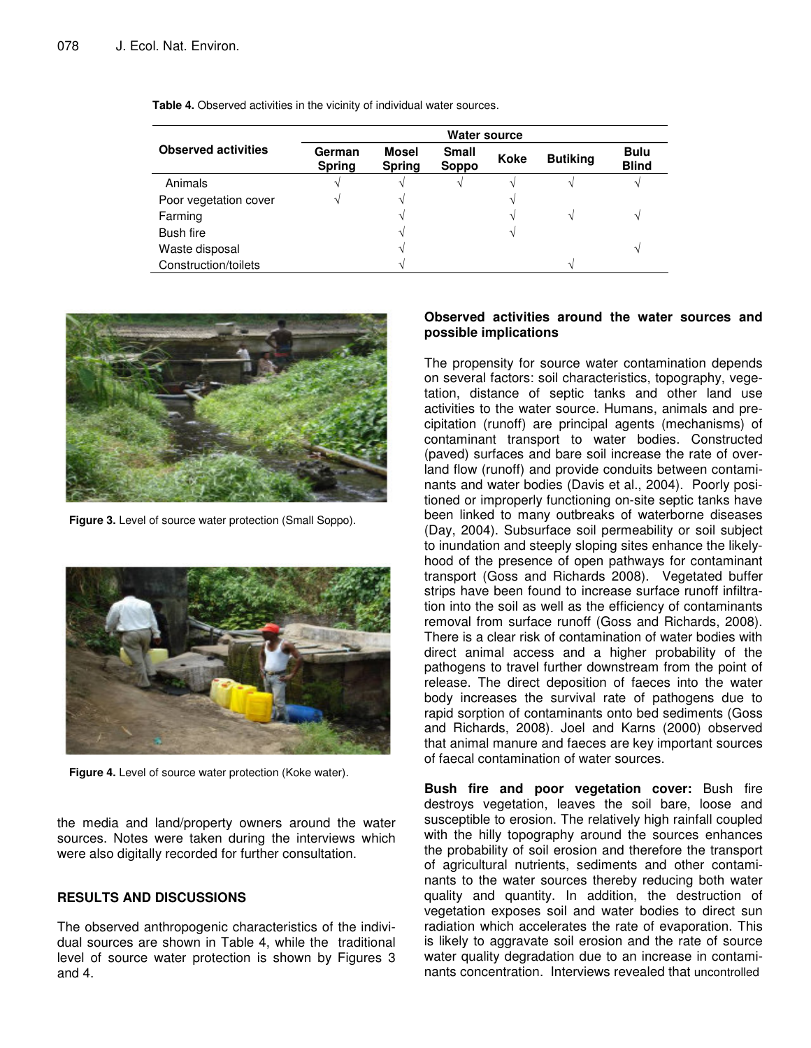**Table 4.** Observed activities in the vicinity of individual water sources.

| Observed activities | Water source | | | | | |
|---|---|---|---|---|---|---|
| | German Spring | Mosel Spring | Small Soppo | Koke | Butiking | Bulu Blind |
| Animals | √ | √ | √ | √ | √ | √ |
| Poor vegetation cover | √ | √ | | √ | | |
| Farming | | √ | | √ | √ | √ |
| Bush fire | | √ | | √ | | |
| Waste disposal | | √ | | | | √ |
| Construction/toilets | | √ | | | √ | |

**Figure 3.** Level of source water protection (Small Soppo).

**Figure 4.** Level of source water protection (Koke water).

the media and land/property owners around the water sources. Notes were taken during the interviews which were also digitally recorded for further consultation.

## RESULTS AND DISCUSSIONS

The observed anthropogenic characteristics of the individual sources are shown in Table 4, while the traditional level of source water protection is shown by Figures 3 and 4.

### Observed activities around the water sources and possible implications

The propensity for source water contamination depends on several factors: soil characteristics, topography, vegetation, distance of septic tanks and other land use activities to the water source. Humans, animals and precipitation (runoff) are principal agents (mechanisms) of contaminant transport to water bodies. Constructed (paved) surfaces and bare soil increase the rate of overland flow (runoff) and provide conduits between contaminants and water bodies (Davis et al., 2004). Poorly positioned or improperly functioning on-site septic tanks have been linked to many outbreaks of waterborne diseases (Day, 2004). Subsurface soil permeability or soil subject to inundation and steeply sloping sites enhance the likelyhood of the presence of open pathways for contaminant transport (Goss and Richards 2008). Vegetated buffer strips have been found to increase surface runoff infiltration into the soil as well as the efficiency of contaminants removal from surface runoff (Goss and Richards, 2008). There is a clear risk of contamination of water bodies with direct animal access and a higher probability of the pathogens to travel further downstream from the point of release. The direct deposition of faeces into the water body increases the survival rate of pathogens due to rapid sorption of contaminants onto bed sediments (Goss and Richards, 2008). Joel and Karns (2000) observed that animal manure and faeces are key important sources of faecal contamination of water sources.

**Bush fire and poor vegetation cover:** Bush fire destroys vegetation, leaves the soil bare, loose and susceptible to erosion. The relatively high rainfall coupled with the hilly topography around the sources enhances the probability of soil erosion and therefore the transport of agricultural nutrients, sediments and other contaminants to the water sources thereby reducing both water quality and quantity. In addition, the destruction of vegetation exposes soil and water bodies to direct sun radiation which accelerates the rate of evaporation. This is likely to aggravate soil erosion and the rate of source water quality degradation due to an increase in contaminants concentration. Interviews revealed that uncontrolled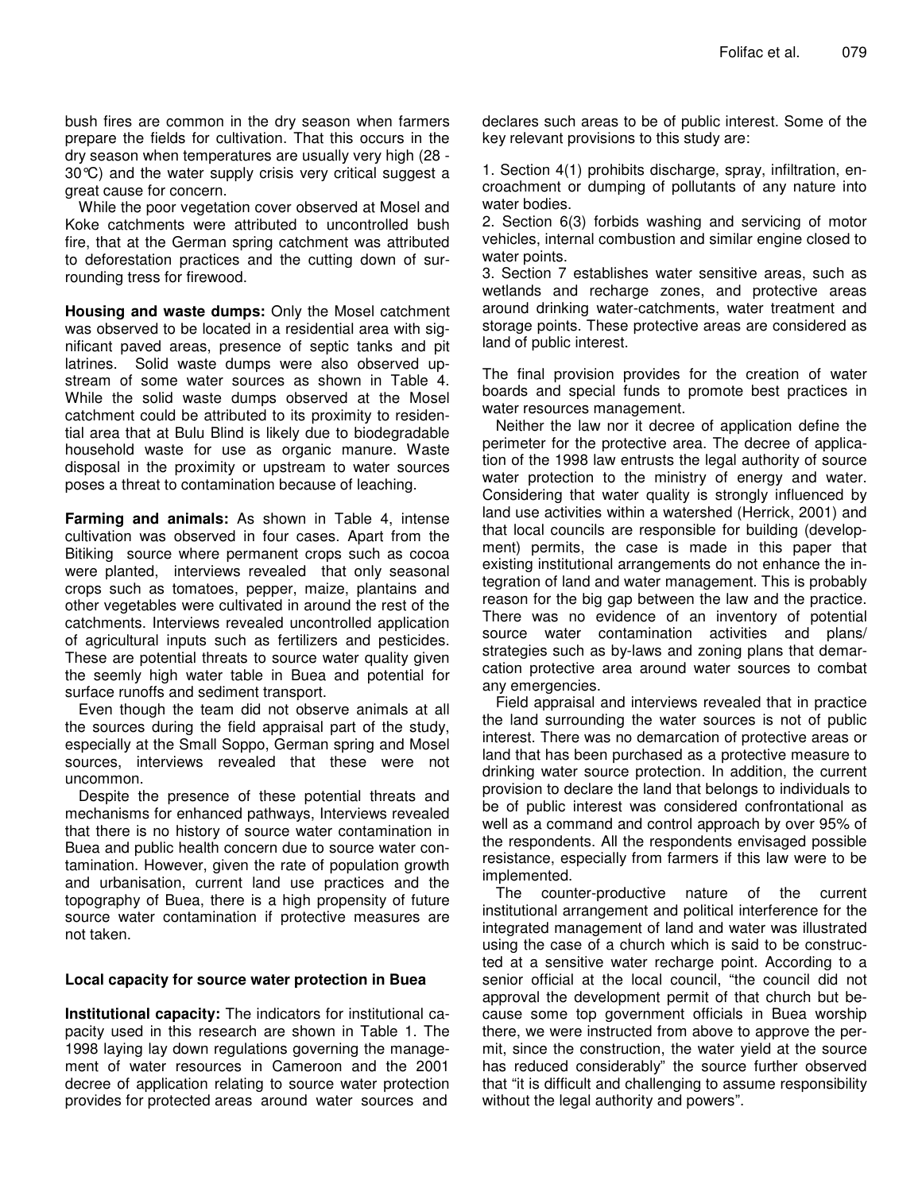bush fires are common in the dry season when farmers prepare the fields for cultivation. That this occurs in the dry season when temperatures are usually very high (28 - 30°C) and the water supply crisis very critical suggest a great cause for concern.

While the poor vegetation cover observed at Mosel and Koke catchments were attributed to uncontrolled bush fire, that at the German spring catchment was attributed to deforestation practices and the cutting down of surrounding tress for firewood.

**Housing and waste dumps:** Only the Mosel catchment was observed to be located in a residential area with significant paved areas, presence of septic tanks and pit latrines. Solid waste dumps were also observed upstream of some water sources as shown in Table 4. While the solid waste dumps observed at the Mosel catchment could be attributed to its proximity to residential area that at Bulu Blind is likely due to biodegradable household waste for use as organic manure. Waste disposal in the proximity or upstream to water sources poses a threat to contamination because of leaching.

**Farming and animals:** As shown in Table 4, intense cultivation was observed in four cases. Apart from the Bitiking source where permanent crops such as cocoa were planted, interviews revealed that only seasonal crops such as tomatoes, pepper, maize, plantains and other vegetables were cultivated in around the rest of the catchments. Interviews revealed uncontrolled application of agricultural inputs such as fertilizers and pesticides. These are potential threats to source water quality given the seemly high water table in Buea and potential for surface runoffs and sediment transport.

Even though the team did not observe animals at all the sources during the field appraisal part of the study, especially at the Small Soppo, German spring and Mosel sources, interviews revealed that these were not uncommon.

Despite the presence of these potential threats and mechanisms for enhanced pathways, Interviews revealed that there is no history of source water contamination in Buea and public health concern due to source water contamination. However, given the rate of population growth and urbanisation, current land use practices and the topography of Buea, there is a high propensity of future source water contamination if protective measures are not taken.

### Local capacity for source water protection in Buea

**Institutional capacity:** The indicators for institutional capacity used in this research are shown in Table 1. The 1998 laying lay down regulations governing the management of water resources in Cameroon and the 2001 decree of application relating to source water protection provides for protected areas around water sources and declares such areas to be of public interest. Some of the key relevant provisions to this study are:

1. Section 4(1) prohibits discharge, spray, infiltration, encroachment or dumping of pollutants of any nature into water bodies.
2. Section 6(3) forbids washing and servicing of motor vehicles, internal combustion and similar engine closed to water points.
3. Section 7 establishes water sensitive areas, such as wetlands and recharge zones, and protective areas around drinking water-catchments, water treatment and storage points. These protective areas are considered as land of public interest.

The final provision provides for the creation of water boards and special funds to promote best practices in water resources management.

Neither the law nor it decree of application define the perimeter for the protective area. The decree of application of the 1998 law entrusts the legal authority of source water protection to the ministry of energy and water. Considering that water quality is strongly influenced by land use activities within a watershed (Herrick, 2001) and that local councils are responsible for building (development) permits, the case is made in this paper that existing institutional arrangements do not enhance the integration of land and water management. This is probably reason for the big gap between the law and the practice. There was no evidence of an inventory of potential source water contamination activities and plans/ strategies such as by-laws and zoning plans that demarcation protective area around water sources to combat any emergencies.

Field appraisal and interviews revealed that in practice the land surrounding the water sources is not of public interest. There was no demarcation of protective areas or land that has been purchased as a protective measure to drinking water source protection. In addition, the current provision to declare the land that belongs to individuals to be of public interest was considered confrontational as well as a command and control approach by over 95% of the respondents. All the respondents envisaged possible resistance, especially from farmers if this law were to be implemented.

The counter-productive nature of the current institutional arrangement and political interference for the integrated management of land and water was illustrated using the case of a church which is said to be constructed at a sensitive water recharge point. According to a senior official at the local council, "the council did not approval the development permit of that church but because some top government officials in Buea worship there, we were instructed from above to approve the permit, since the construction, the water yield at the source has reduced considerably" the source further observed that "it is difficult and challenging to assume responsibility without the legal authority and powers".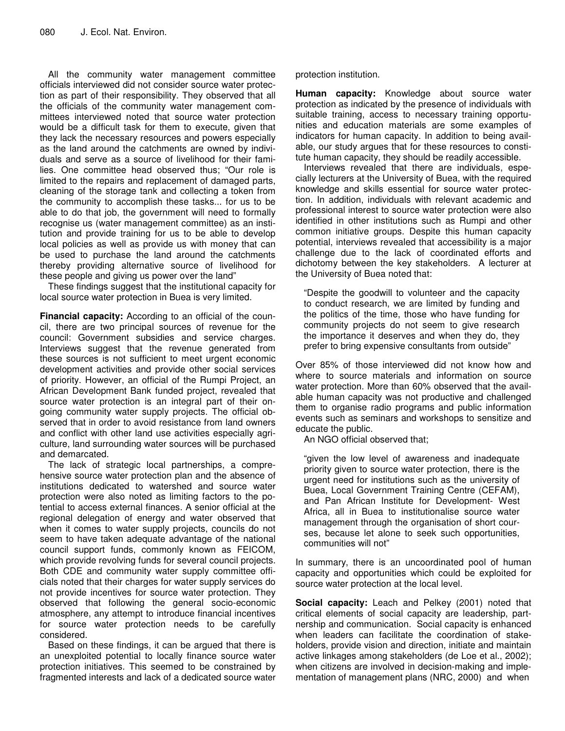All the community water management committee officials interviewed did not consider source water protection as part of their responsibility. They observed that all the officials of the community water management committees interviewed noted that source water protection would be a difficult task for them to execute, given that they lack the necessary resources and powers especially as the land around the catchments are owned by individuals and serve as a source of livelihood for their families. One committee head observed thus; "Our role is limited to the repairs and replacement of damaged parts, cleaning of the storage tank and collecting a token from the community to accomplish these tasks... for us to be able to do that job, the government will need to formally recognise us (water management committee) as an institution and provide training for us to be able to develop local policies as well as provide us with money that can be used to purchase the land around the catchments thereby providing alternative source of livelihood for these people and giving us power over the land"

These findings suggest that the institutional capacity for local source water protection in Buea is very limited.

**Financial capacity:** According to an official of the council, there are two principal sources of revenue for the council: Government subsidies and service charges. Interviews suggest that the revenue generated from these sources is not sufficient to meet urgent economic development activities and provide other social services of priority. However, an official of the Rumpi Project, an African Development Bank funded project, revealed that source water protection is an integral part of their ongoing community water supply projects. The official observed that in order to avoid resistance from land owners and conflict with other land use activities especially agriculture, land surrounding water sources will be purchased and demarcated.

The lack of strategic local partnerships, a comprehensive source water protection plan and the absence of institutions dedicated to watershed and source water protection were also noted as limiting factors to the potential to access external finances. A senior official at the regional delegation of energy and water observed that when it comes to water supply projects, councils do not seem to have taken adequate advantage of the national council support funds, commonly known as FEICOM, which provide revolving funds for several council projects. Both CDE and community water supply committee officials noted that their charges for water supply services do not provide incentives for source water protection. They observed that following the general socio-economic atmosphere, any attempt to introduce financial incentives for source water protection needs to be carefully considered.

Based on these findings, it can be argued that there is an unexploited potential to locally finance source water protection initiatives. This seemed to be constrained by fragmented interests and lack of a dedicated source water protection institution.

**Human capacity:** Knowledge about source water protection as indicated by the presence of individuals with suitable training, access to necessary training opportunities and education materials are some examples of indicators for human capacity. In addition to being available, our study argues that for these resources to constitute human capacity, they should be readily accessible.

Interviews revealed that there are individuals, especially lecturers at the University of Buea, with the required knowledge and skills essential for source water protection. In addition, individuals with relevant academic and professional interest to source water protection were also identified in other institutions such as Rumpi and other common initiative groups. Despite this human capacity potential, interviews revealed that accessibility is a major challenge due to the lack of coordinated efforts and dichotomy between the key stakeholders. A lecturer at the University of Buea noted that:

> "Despite the goodwill to volunteer and the capacity to conduct research, we are limited by funding and the politics of the time, those who have funding for community projects do not seem to give research the importance it deserves and when they do, they prefer to bring expensive consultants from outside"

Over 85% of those interviewed did not know how and where to source materials and information on source water protection. More than 60% observed that the available human capacity was not productive and challenged them to organise radio programs and public information events such as seminars and workshops to sensitize and educate the public.

An NGO official observed that;

> "given the low level of awareness and inadequate priority given to source water protection, there is the urgent need for institutions such as the university of Buea, Local Government Training Centre (CEFAM), and Pan African Institute for Development- West Africa, all in Buea to institutionalise source water management through the organisation of short courses, because let alone to seek such opportunities, communities will not"

In summary, there is an uncoordinated pool of human capacity and opportunities which could be exploited for source water protection at the local level.

**Social capacity:** Leach and Pelkey (2001) noted that critical elements of social capacity are leadership, partnership and communication. Social capacity is enhanced when leaders can facilitate the coordination of stakeholders, provide vision and direction, initiate and maintain active linkages among stakeholders (de Loe et al., 2002); when citizens are involved in decision-making and implementation of management plans (NRC, 2000) and when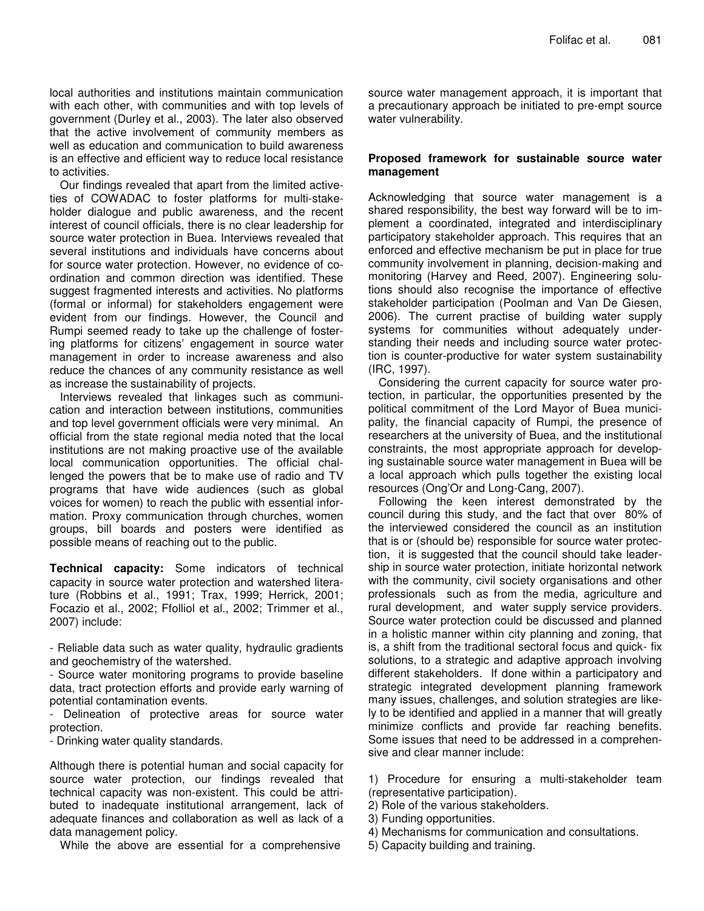local authorities and institutions maintain communication with each other, with communities and with top levels of government (Durley et al., 2003). The later also observed that the active involvement of community members as well as education and communication to build awareness is an effective and efficient way to reduce local resistance to activities.

Our findings revealed that apart from the limited activeties of COWADAC to foster platforms for multi-stakeholder dialogue and public awareness, and the recent interest of council officials, there is no clear leadership for source water protection in Buea. Interviews revealed that several institutions and individuals have concerns about for source water protection. However, no evidence of coordination and common direction was identified. These suggest fragmented interests and activities. No platforms (formal or informal) for stakeholders engagement were evident from our findings. However, the Council and Rumpi seemed ready to take up the challenge of fostering platforms for citizens' engagement in source water management in order to increase awareness and also reduce the chances of any community resistance as well as increase the sustainability of projects.

Interviews revealed that linkages such as communication and interaction between institutions, communities and top level government officials were very minimal. An official from the state regional media noted that the local institutions are not making proactive use of the available local communication opportunities. The official challenged the powers that be to make use of radio and TV programs that have wide audiences (such as global voices for women) to reach the public with essential information. Proxy communication through churches, women groups, bill boards and posters were identified as possible means of reaching out to the public.

**Technical capacity:** Some indicators of technical capacity in source water protection and watershed literature (Robbins et al., 1991; Trax, 1999; Herrick, 2001; Focazio et al., 2002; Ffolliol et al., 2002; Trimmer et al., 2007) include:

- Reliable data such as water quality, hydraulic gradients and geochemistry of the watershed.
- Source water monitoring programs to provide baseline data, tract protection efforts and provide early warning of potential contamination events.
- Delineation of protective areas for source water protection.
- Drinking water quality standards.

Although there is potential human and social capacity for source water protection, our findings revealed that technical capacity was non-existent. This could be attributed to inadequate institutional arrangement, lack of adequate finances and collaboration as well as lack of a data management policy.

While the above are essential for a comprehensive source water management approach, it is important that a precautionary approach be initiated to pre-empt source water vulnerability.

### Proposed framework for sustainable source water management

Acknowledging that source water management is a shared responsibility, the best way forward will be to implement a coordinated, integrated and interdisciplinary participatory stakeholder approach. This requires that an enforced and effective mechanism be put in place for true community involvement in planning, decision-making and monitoring (Harvey and Reed, 2007). Engineering solutions should also recognise the importance of effective stakeholder participation (Poolman and Van De Giesen, 2006). The current practise of building water supply systems for communities without adequately understanding their needs and including source water protection is counter-productive for water system sustainability (IRC, 1997).

Considering the current capacity for source water protection, in particular, the opportunities presented by the political commitment of the Lord Mayor of Buea municipality, the financial capacity of Rumpi, the presence of researchers at the university of Buea, and the institutional constraints, the most appropriate approach for developing sustainable source water management in Buea will be a local approach which pulls together the existing local resources (Ong'Or and Long-Cang, 2007).

Following the keen interest demonstrated by the council during this study, and the fact that over 80% of the interviewed considered the council as an institution that is or (should be) responsible for source water protection, it is suggested that the council should take leadership in source water protection, initiate horizontal network with the community, civil society organisations and other professionals such as from the media, agriculture and rural development, and water supply service providers. Source water protection could be discussed and planned in a holistic manner within city planning and zoning, that is, a shift from the traditional sectoral focus and quick- fix solutions, to a strategic and adaptive approach involving different stakeholders. If done within a participatory and strategic integrated development planning framework many issues, challenges, and solution strategies are likely to be identified and applied in a manner that will greatly minimize conflicts and provide far reaching benefits. Some issues that need to be addressed in a comprehensive and clear manner include:

1) Procedure for ensuring a multi-stakeholder team (representative participation).
2) Role of the various stakeholders.
3) Funding opportunities.
4) Mechanisms for communication and consultations.
5) Capacity building and training.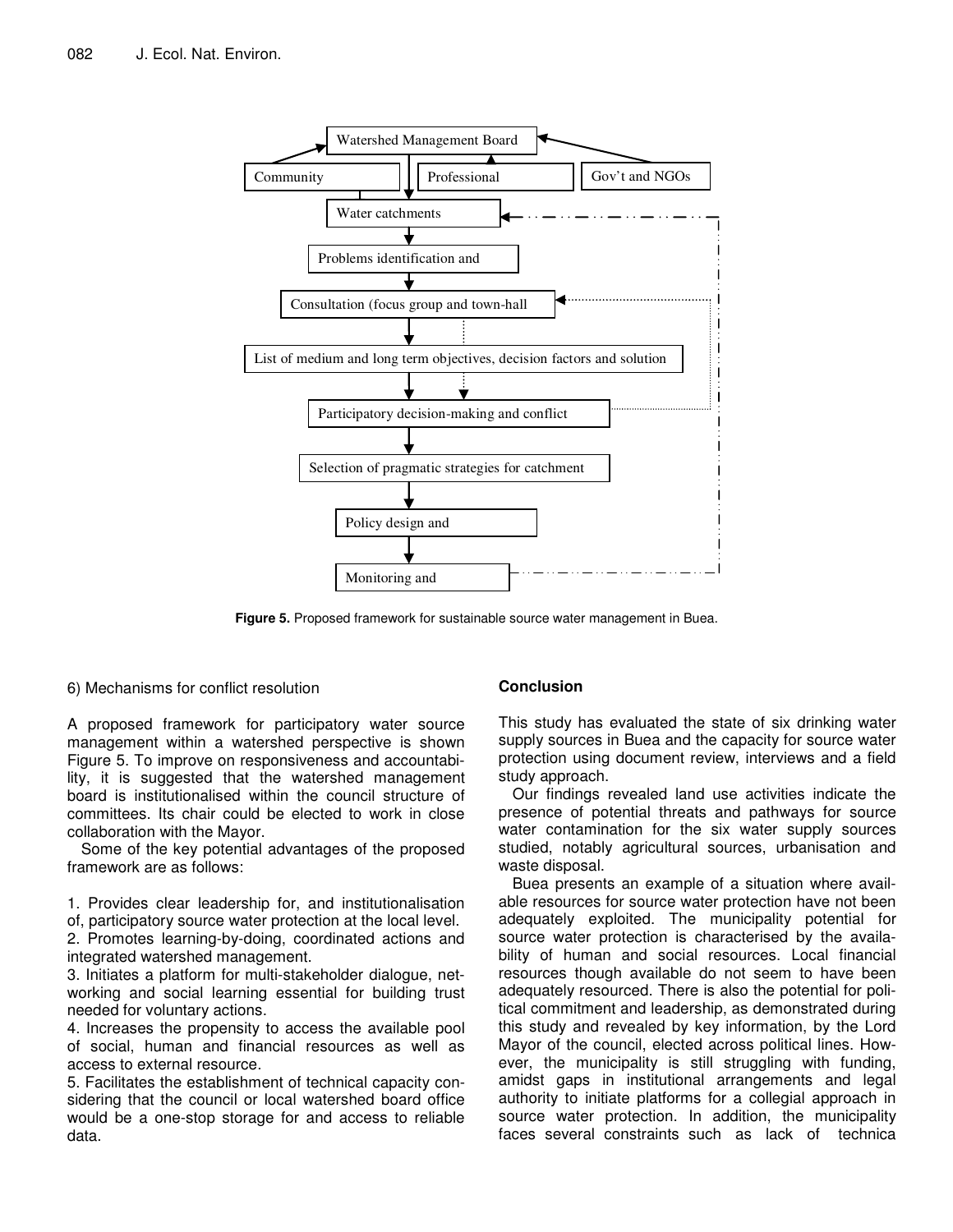Watershed Management Board

Community | Professional | Gov't and NGOs

Water catchments

Problems identification and

Consultation (focus group and town-hall

List of medium and long term objectives, decision factors and solution

Participatory decision-making and conflict

Selection of pragmatic strategies for catchment

Policy design and

Monitoring and

**Figure 5.** Proposed framework for sustainable source water management in Buea.

6) Mechanisms for conflict resolution

A proposed framework for participatory water source management within a watershed perspective is shown Figure 5. To improve on responsiveness and accountability, it is suggested that the watershed management board is institutionalised within the council structure of committees. Its chair could be elected to work in close collaboration with the Mayor.

Some of the key potential advantages of the proposed framework are as follows:

1. Provides clear leadership for, and institutionalisation of, participatory source water protection at the local level.
2. Promotes learning-by-doing, coordinated actions and integrated watershed management.
3. Initiates a platform for multi-stakeholder dialogue, networking and social learning essential for building trust needed for voluntary actions.
4. Increases the propensity to access the available pool of social, human and financial resources as well as access to external resource.
5. Facilitates the establishment of technical capacity considering that the council or local watershed board office would be a one-stop storage for and access to reliable data.

## Conclusion

This study has evaluated the state of six drinking water supply sources in Buea and the capacity for source water protection using document review, interviews and a field study approach.

Our findings revealed land use activities indicate the presence of potential threats and pathways for source water contamination for the six water supply sources studied, notably agricultural sources, urbanisation and waste disposal.

Buea presents an example of a situation where available resources for source water protection have not been adequately exploited. The municipality potential for source water protection is characterised by the availability of human and social resources. Local financial resources though available do not seem to have been adequately resourced. There is also the potential for political commitment and leadership, as demonstrated during this study and revealed by key information, by the Lord Mayor of the council, elected across political lines. However, the municipality is still struggling with funding, amidst gaps in institutional arrangements and legal authority to initiate platforms for a collegial approach in source water protection. In addition, the municipality faces several constraints such as lack of technica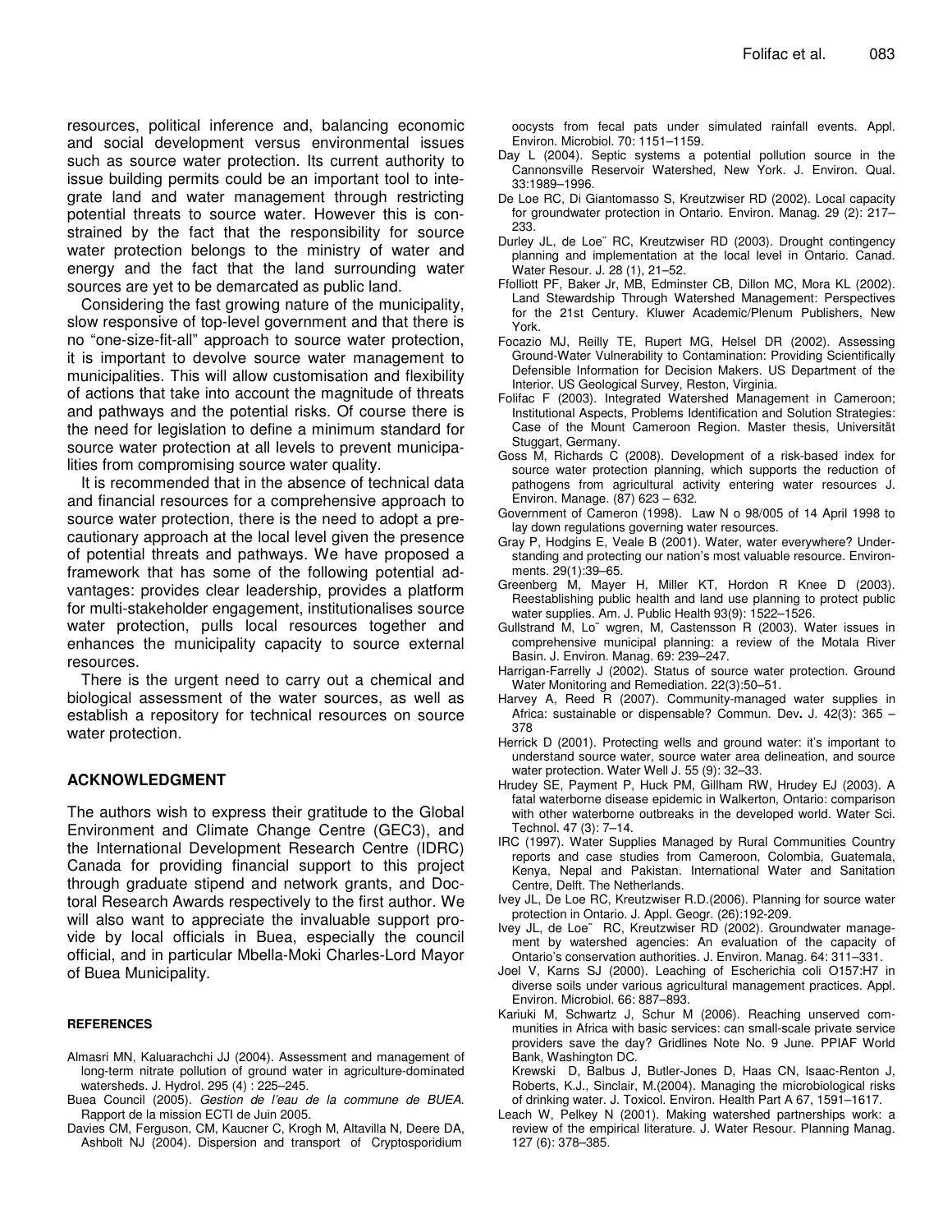resources, political inference and, balancing economic and social development versus environmental issues such as source water protection. Its current authority to issue building permits could be an important tool to integrate land and water management through restricting potential threats to source water. However this is constrained by the fact that the responsibility for source water protection belongs to the ministry of water and energy and the fact that the land surrounding water sources are yet to be demarcated as public land.

Considering the fast growing nature of the municipality, slow responsive of top-level government and that there is no "one-size-fit-all" approach to source water protection, it is important to devolve source water management to municipalities. This will allow customisation and flexibility of actions that take into account the magnitude of threats and pathways and the potential risks. Of course there is the need for legislation to define a minimum standard for source water protection at all levels to prevent municipalities from compromising source water quality.

It is recommended that in the absence of technical data and financial resources for a comprehensive approach to source water protection, there is the need to adopt a precautionary approach at the local level given the presence of potential threats and pathways. We have proposed a framework that has some of the following potential advantages: provides clear leadership, provides a platform for multi-stakeholder engagement, institutionalises source water protection, pulls local resources together and enhances the municipality capacity to source external resources.

There is the urgent need to carry out a chemical and biological assessment of the water sources, as well as establish a repository for technical resources on source water protection.

## ACKNOWLEDGMENT

The authors wish to express their gratitude to the Global Environment and Climate Change Centre (GEC3), and the International Development Research Centre (IDRC) Canada for providing financial support to this project through graduate stipend and network grants, and Doctoral Research Awards respectively to the first author. We will also want to appreciate the invaluable support provide by local officials in Buea, especially the council official, and in particular Mbella-Moki Charles-Lord Mayor of Buea Municipality.

## REFERENCES

Almasri MN, Kaluarachchi JJ (2004). Assessment and management of long-term nitrate pollution of ground water in agriculture-dominated watersheds. J. Hydrol. 295 (4) : 225–245.

Buea Council (2005). *Gestion de l'eau de la commune de BUEA*. Rapport de la mission ECTI de Juin 2005.

Davies CM, Ferguson, CM, Kaucner C, Krogh M, Altavilla N, Deere DA, Ashbolt NJ (2004). Dispersion and transport of Cryptosporidium oocysts from fecal pats under simulated rainfall events. Appl. Environ. Microbiol. 70: 1151–1159.

Day L (2004). Septic systems a potential pollution source in the Cannonsville Reservoir Watershed, New York. J. Environ. Qual. 33:1989–1996.

De Loe RC, Di Giantomasso S, Kreutzwiser RD (2002). Local capacity for groundwater protection in Ontario. Environ. Manag. 29 (2): 217–233.

Durley JL, de Loe¨ RC, Kreutzwiser RD (2003). Drought contingency planning and implementation at the local level in Ontario. Canad. Water Resour. J. 28 (1), 21–52.

Ffolliott PF, Baker Jr, MB, Edminster CB, Dillon MC, Mora KL (2002). Land Stewardship Through Watershed Management: Perspectives for the 21st Century. Kluwer Academic/Plenum Publishers, New York.

Focazio MJ, Reilly TE, Rupert MG, Helsel DR (2002). Assessing Ground-Water Vulnerability to Contamination: Providing Scientifically Defensible Information for Decision Makers. US Department of the Interior. US Geological Survey, Reston, Virginia.

Folifac F (2003). Integrated Watershed Management in Cameroon; Institutional Aspects, Problems Identification and Solution Strategies: Case of the Mount Cameroon Region. Master thesis, Universität Stuggart, Germany.

Goss M, Richards C (2008). Development of a risk-based index for source water protection planning, which supports the reduction of pathogens from agricultural activity entering water resources J. Environ. Manage. (87) 623 – 632.

Government of Cameron (1998). Law N o 98/005 of 14 April 1998 to lay down regulations governing water resources.

Gray P, Hodgins E, Veale B (2001). Water, water everywhere? Understanding and protecting our nation's most valuable resource. Environments. 29(1):39–65.

Greenberg M, Mayer H, Miller KT, Hordon R Knee D (2003). Reestablishing public health and land use planning to protect public water supplies. Am. J. Public Health 93(9): 1522–1526.

Gullstrand M, Lo¨ wgren, M, Castensson R (2003). Water issues in comprehensive municipal planning: a review of the Motala River Basin. J. Environ. Manag. 69: 239–247.

Harrigan-Farrelly J (2002). Status of source water protection. Ground Water Monitoring and Remediation. 22(3):50–51.

Harvey A, Reed R (2007). Community-managed water supplies in Africa: sustainable or dispensable? Commun. Dev. J. 42(3): 365 – 378

Herrick D (2001). Protecting wells and ground water: it's important to understand source water, source water area delineation, and source water protection. Water Well J. 55 (9): 32–33.

Hrudey SE, Payment P, Huck PM, Gillham RW, Hrudey EJ (2003). A fatal waterborne disease epidemic in Walkerton, Ontario: comparison with other waterborne outbreaks in the developed world. Water Sci. Technol. 47 (3): 7–14.

IRC (1997). Water Supplies Managed by Rural Communities Country reports and case studies from Cameroon, Colombia, Guatemala, Kenya, Nepal and Pakistan. International Water and Sanitation Centre, Delft. The Netherlands.

Ivey JL, De Loe RC, Kreutzwiser R.D.(2006). Planning for source water protection in Ontario. J. Appl. Geogr. (26):192-209.

Ivey JL, de Loe¨ RC, Kreutzwiser RD (2002). Groundwater management by watershed agencies: An evaluation of the capacity of Ontario's conservation authorities. J. Environ. Manag. 64: 311–331.

Joel V, Karns SJ (2000). Leaching of Escherichia coli O157:H7 in diverse soils under various agricultural management practices. Appl. Environ. Microbiol. 66: 887–893.

Kariuki M, Schwartz J, Schur M (2006). Reaching unserved communities in Africa with basic services: can small-scale private service providers save the day? Gridlines Note No. 9 June. PPIAF World Bank, Washington DC.

Krewski D, Balbus J, Butler-Jones D, Haas CN, Isaac-Renton J, Roberts, K.J., Sinclair, M.(2004). Managing the microbiological risks of drinking water. J. Toxicol. Environ. Health Part A 67, 1591–1617.

Leach W, Pelkey N (2001). Making watershed partnerships work: a review of the empirical literature. J. Water Resour. Planning Manag. 127 (6): 378–385.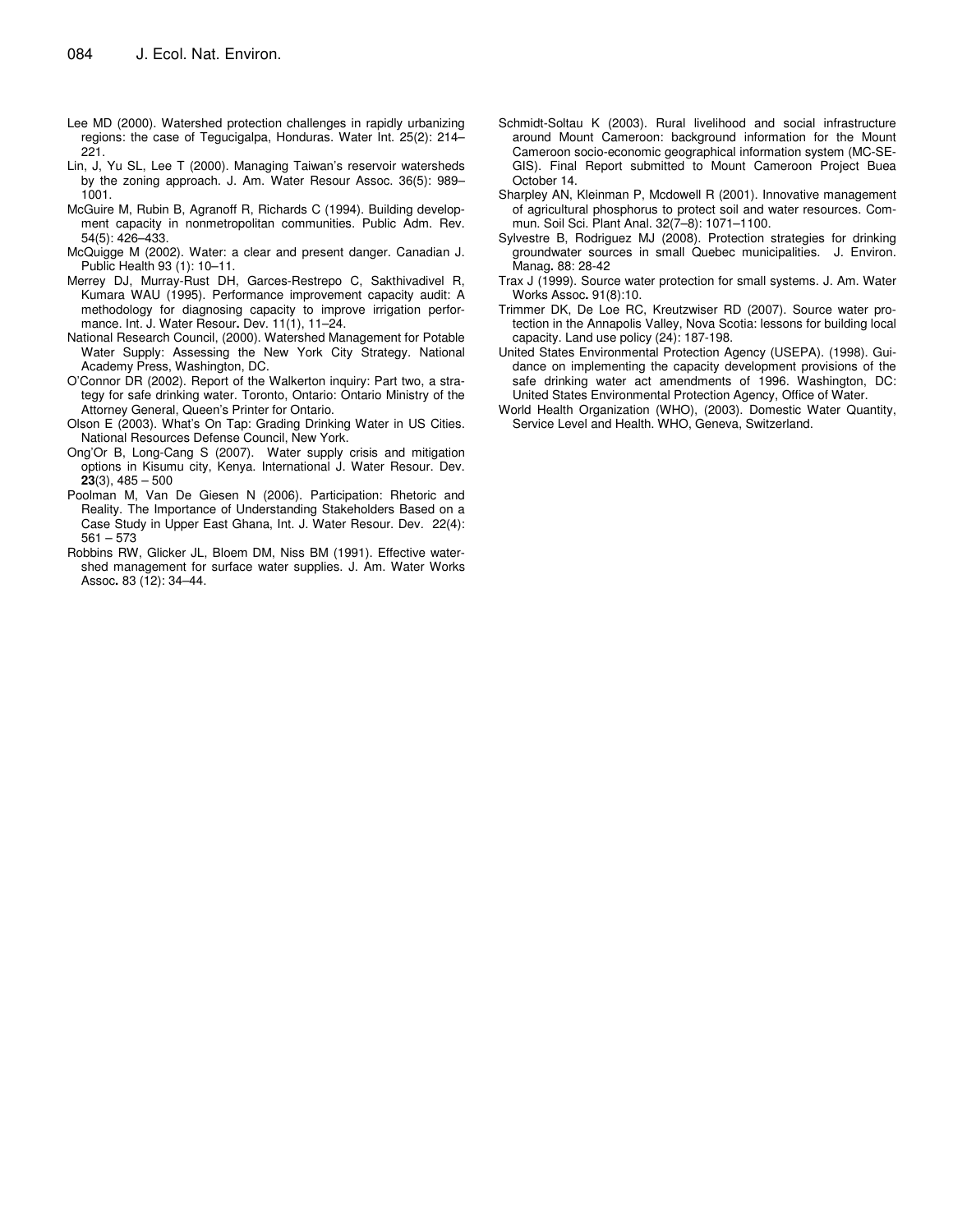Lee MD (2000). Watershed protection challenges in rapidly urbanizing regions: the case of Tegucigalpa, Honduras. Water Int. 25(2): 214–221.

Lin, J, Yu SL, Lee T (2000). Managing Taiwan's reservoir watersheds by the zoning approach. J. Am. Water Resour Assoc. 36(5): 989–1001.

McGuire M, Rubin B, Agranoff R, Richards C (1994). Building development capacity in nonmetropolitan communities. Public Adm. Rev. 54(5): 426–433.

McQuigge M (2002). Water: a clear and present danger. Canadian J. Public Health 93 (1): 10–11.

Merrey DJ, Murray-Rust DH, Garces-Restrepo C, Sakthivadivel R, Kumara WAU (1995). Performance improvement capacity audit: A methodology for diagnosing capacity to improve irrigation performance. Int. J. Water Resour**.** Dev. 11(1), 11–24.

National Research Council, (2000). Watershed Management for Potable Water Supply: Assessing the New York City Strategy. National Academy Press, Washington, DC.

O'Connor DR (2002). Report of the Walkerton inquiry: Part two, a strategy for safe drinking water. Toronto, Ontario: Ontario Ministry of the Attorney General, Queen's Printer for Ontario.

Olson E (2003). What's On Tap: Grading Drinking Water in US Cities. National Resources Defense Council, New York.

Ong'Or B, Long-Cang S (2007). Water supply crisis and mitigation options in Kisumu city, Kenya. International J. Water Resour. Dev. **23**(3), 485 – 500

Poolman M, Van De Giesen N (2006). Participation: Rhetoric and Reality. The Importance of Understanding Stakeholders Based on a Case Study in Upper East Ghana, Int. J. Water Resour. Dev. 22(4): 561 – 573

Robbins RW, Glicker JL, Bloem DM, Niss BM (1991). Effective watershed management for surface water supplies. J. Am. Water Works Assoc**.** 83 (12): 34–44.

Schmidt-Soltau K (2003). Rural livelihood and social infrastructure around Mount Cameroon: background information for the Mount Cameroon socio-economic geographical information system (MC-SE-GIS). Final Report submitted to Mount Cameroon Project Buea October 14.

Sharpley AN, Kleinman P, Mcdowell R (2001). Innovative management of agricultural phosphorus to protect soil and water resources. Commun. Soil Sci. Plant Anal. 32(7–8): 1071–1100.

Sylvestre B, Rodriguez MJ (2008). Protection strategies for drinking groundwater sources in small Quebec municipalities. J. Environ. Manag**.** 88: 28-42

Trax J (1999). Source water protection for small systems. J. Am. Water Works Assoc**.** 91(8):10.

Trimmer DK, De Loe RC, Kreutzwiser RD (2007). Source water protection in the Annapolis Valley, Nova Scotia: lessons for building local capacity. Land use policy (24): 187-198.

United States Environmental Protection Agency (USEPA). (1998). Guidance on implementing the capacity development provisions of the safe drinking water act amendments of 1996. Washington, DC: United States Environmental Protection Agency, Office of Water.

World Health Organization (WHO), (2003). Domestic Water Quantity, Service Level and Health. WHO, Geneva, Switzerland.